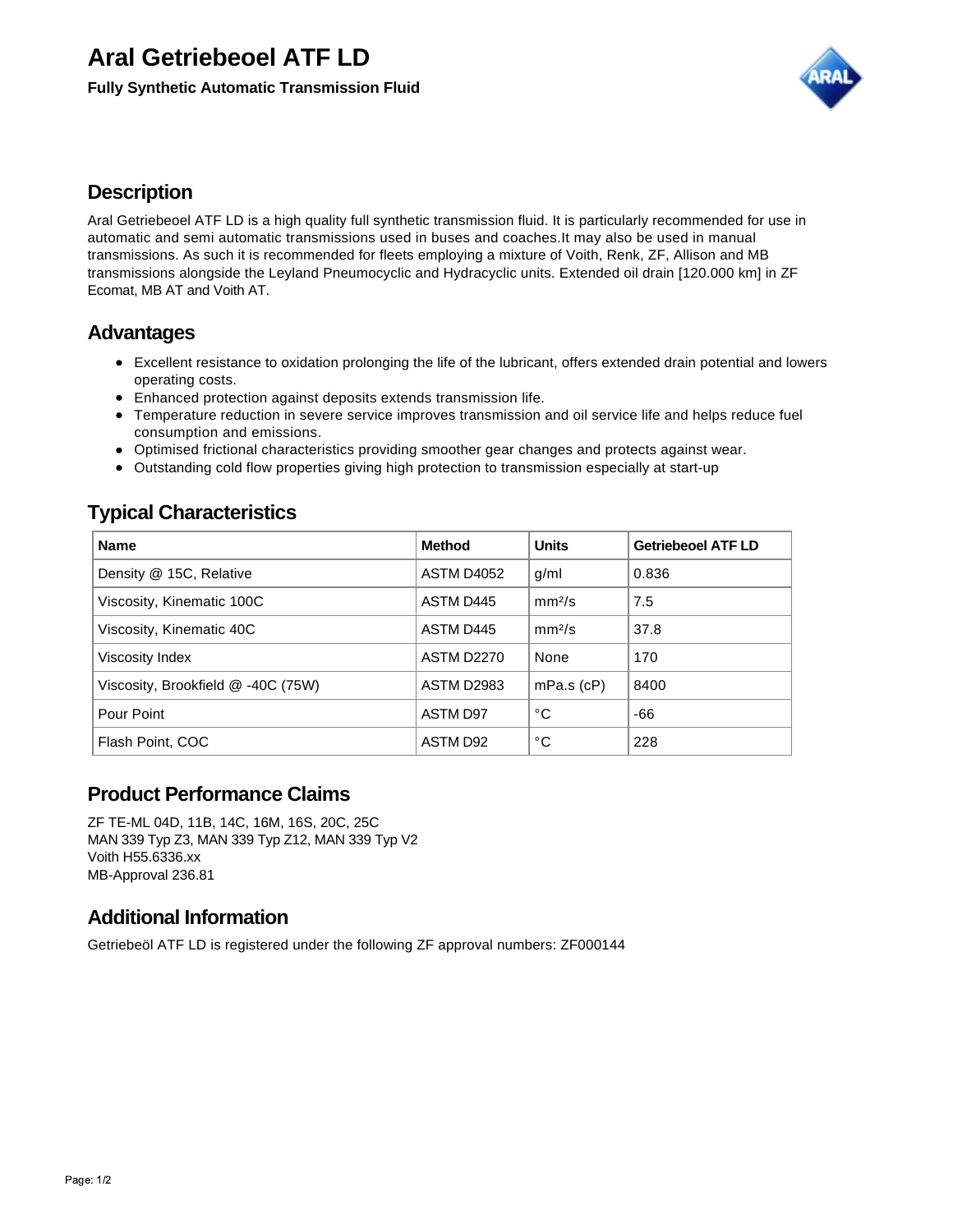# Aral Getriebeoel ATF LD

**Fully Synthetic Automatic Transmission Fluid**

## Description

Aral Getriebeoel ATF LD is a high quality full synthetic transmission fluid. It is particularly recommended for use in automatic and semi automatic transmissions used in buses and coaches.It may also be used in manual transmissions. As such it is recommended for fleets employing a mixture of Voith, Renk, ZF, Allison and MB transmissions alongside the Leyland Pneumocyclic and Hydracyclic units. Extended oil drain [120.000 km] in ZF Ecomat, MB AT and Voith AT.

## Advantages

- Excellent resistance to oxidation prolonging the life of the lubricant, offers extended drain potential and lowers operating costs.
- Enhanced protection against deposits extends transmission life.
- Temperature reduction in severe service improves transmission and oil service life and helps reduce fuel consumption and emissions.
- Optimised frictional characteristics providing smoother gear changes and protects against wear.
- Outstanding cold flow properties giving high protection to transmission especially at start-up

## Typical Characteristics

| Name | Method | Units | Getriebeoel ATF LD |
|---|---|---|---|
| Density @ 15C, Relative | ASTM D4052 | g/ml | 0.836 |
| Viscosity, Kinematic 100C | ASTM D445 | $mm^2/s$ | 7.5 |
| Viscosity, Kinematic 40C | ASTM D445 | $mm^2/s$ | 37.8 |
| Viscosity Index | ASTM D2270 | None | 170 |
| Viscosity, Brookfield @ -40C (75W) | ASTM D2983 | mPa.s (cP) | 8400 |
| Pour Point | ASTM D97 | °C | -66 |
| Flash Point, COC | ASTM D92 | °C | 228 |

## Product Performance Claims

ZF TE-ML 04D, 11B, 14C, 16M, 16S, 20C, 25C
MAN 339 Typ Z3, MAN 339 Typ Z12, MAN 339 Typ V2
Voith H55.6336.xx
MB-Approval 236.81

## Additional Information

Getriebeöl ATF LD is registered under the following ZF approval numbers: ZF000144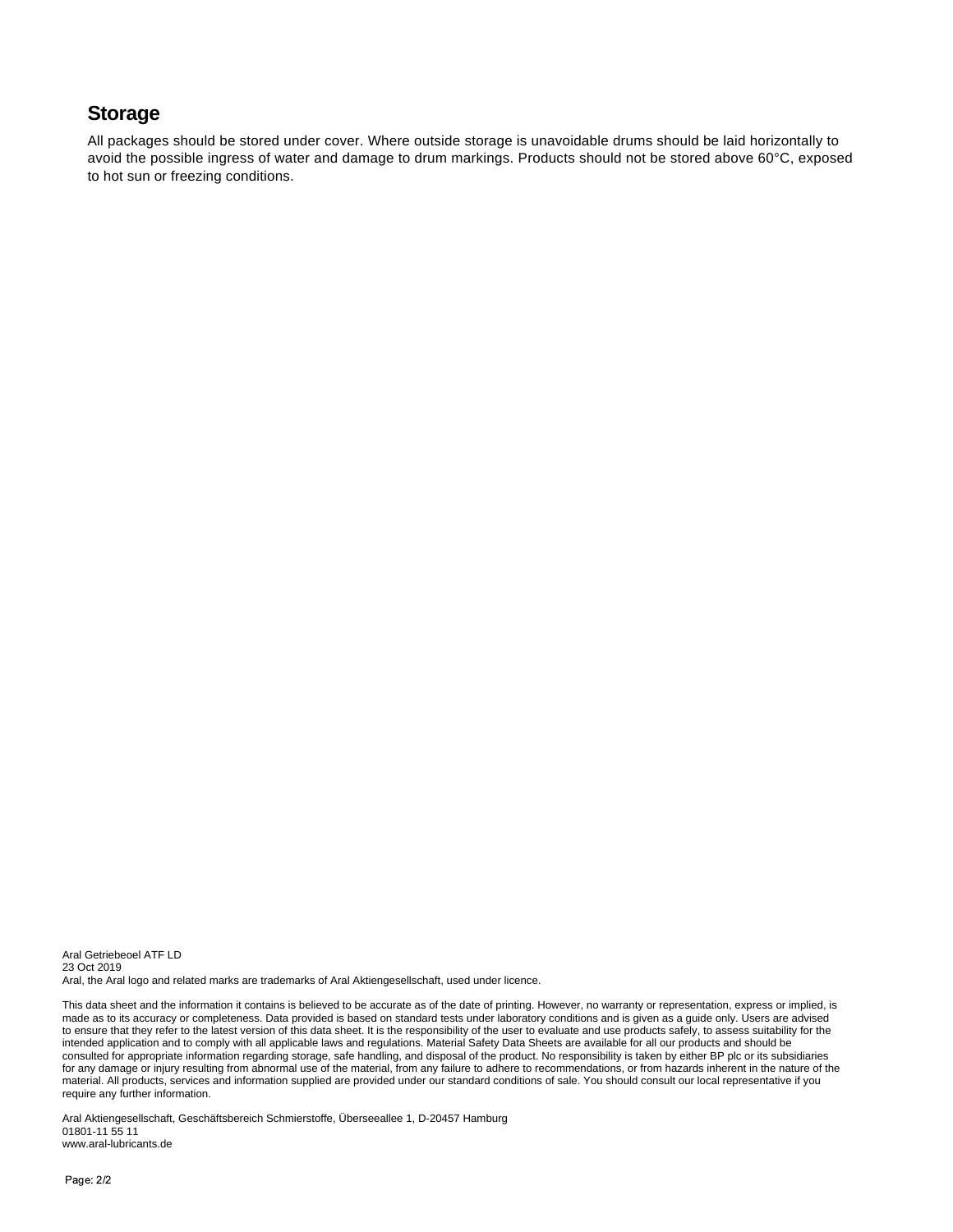## Storage

All packages should be stored under cover. Where outside storage is unavoidable drums should be laid horizontally to avoid the possible ingress of water and damage to drum markings. Products should not be stored above 60°C, exposed to hot sun or freezing conditions.

Aral Getriebeoel ATF LD
23 Oct 2019
Aral, the Aral logo and related marks are trademarks of Aral Aktiengesellschaft, used under licence.

This data sheet and the information it contains is believed to be accurate as of the date of printing. However, no warranty or representation, express or implied, is made as to its accuracy or completeness. Data provided is based on standard tests under laboratory conditions and is given as a guide only. Users are advised to ensure that they refer to the latest version of this data sheet. It is the responsibility of the user to evaluate and use products safely, to assess suitability for the intended application and to comply with all applicable laws and regulations. Material Safety Data Sheets are available for all our products and should be consulted for appropriate information regarding storage, safe handling, and disposal of the product. No responsibility is taken by either BP plc or its subsidiaries for any damage or injury resulting from abnormal use of the material, from any failure to adhere to recommendations, or from hazards inherent in the nature of the material. All products, services and information supplied are provided under our standard conditions of sale. You should consult our local representative if you require any further information.

Aral Aktiengesellschaft, Geschäftsbereich Schmierstoffe, Überseeallee 1, D-20457 Hamburg
01801-11 55 11
www.aral-lubricants.de